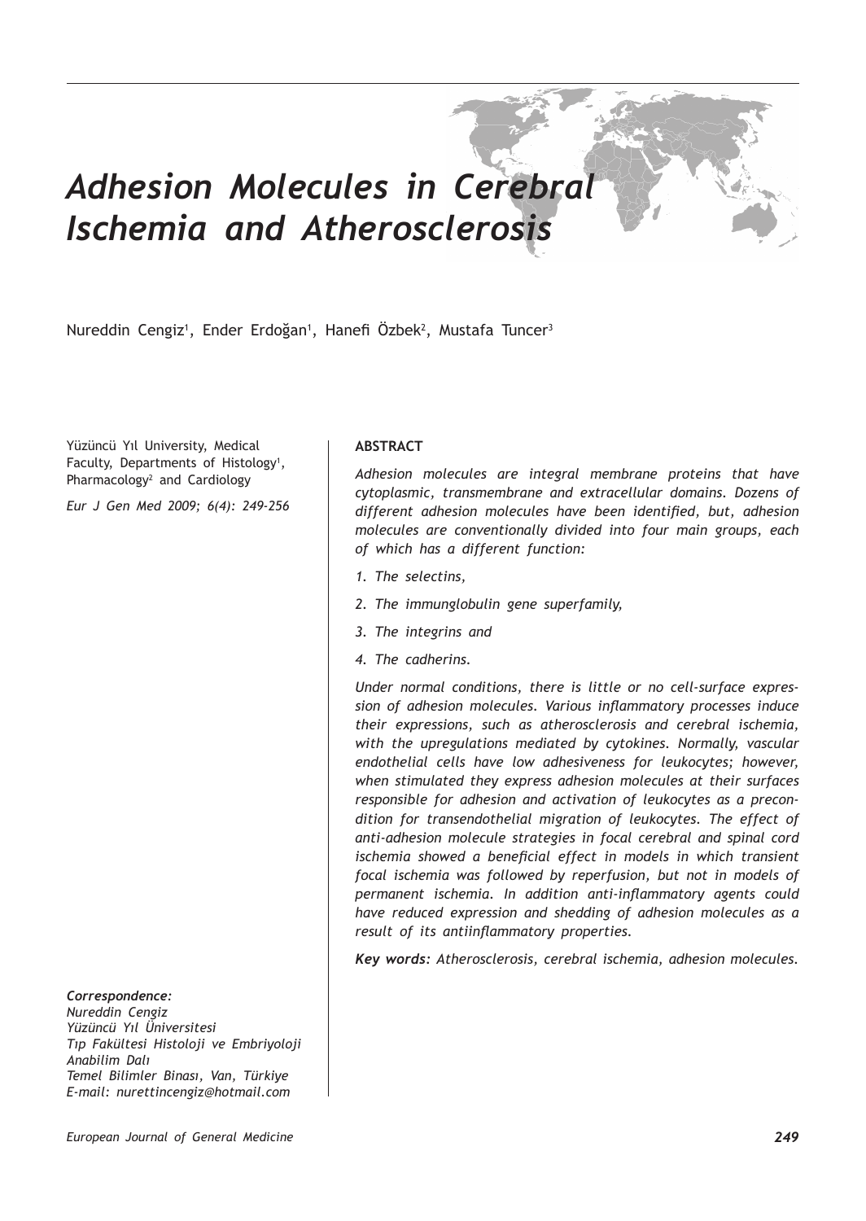# Adhesion Molecules in Cerebral Ischemia and Atherosclerosis

Nureddin Cengiz[1], Ender Erdoğan[1], Hanefi Özbek[2], Mustafa Tuncer[3]

Yüzüncü Yıl University, Medical Faculty, Departments of Histology[1], Pharmacology[2] and Cardiology

*Eur J Gen Med 2009; 6(4): 249-256*

**ABSTRACT**

*Adhesion molecules are integral membrane proteins that have cytoplasmic, transmembrane and extracellular domains. Dozens of different adhesion molecules have been identified, but, adhesion molecules are conventionally divided into four main groups, each of which has a different function:*

1. *The selectins,*
2. *The immunglobulin gene superfamily,*
3. *The integrins and*
4. *The cadherins.*

*Under normal conditions, there is little or no cell-surface expression of adhesion molecules. Various inflammatory processes induce their expressions, such as atherosclerosis and cerebral ischemia, with the upregulations mediated by cytokines. Normally, vascular endothelial cells have low adhesiveness for leukocytes; however, when stimulated they express adhesion molecules at their surfaces responsible for adhesion and activation of leukocytes as a precondition for transendothelial migration of leukocytes. The effect of anti-adhesion molecule strategies in focal cerebral and spinal cord ischemia showed a beneficial effect in models in which transient focal ischemia was followed by reperfusion, but not in models of permanent ischemia. In addition anti-inflammatory agents could have reduced expression and shedding of adhesion molecules as a result of its antiinflammatory properties.*

***Key words:*** *Atherosclerosis, cerebral ischemia, adhesion molecules.*

***Correspondence:***
*Nureddin Cengiz*
*Yüzüncü Yıl Üniversitesi*
*Tıp Fakültesi Histoloji ve Embriyoloji Anabilim Dalı*
*Temel Bilimler Binası, Van, Türkiye*
*E-mail: nurettincengiz@hotmail.com*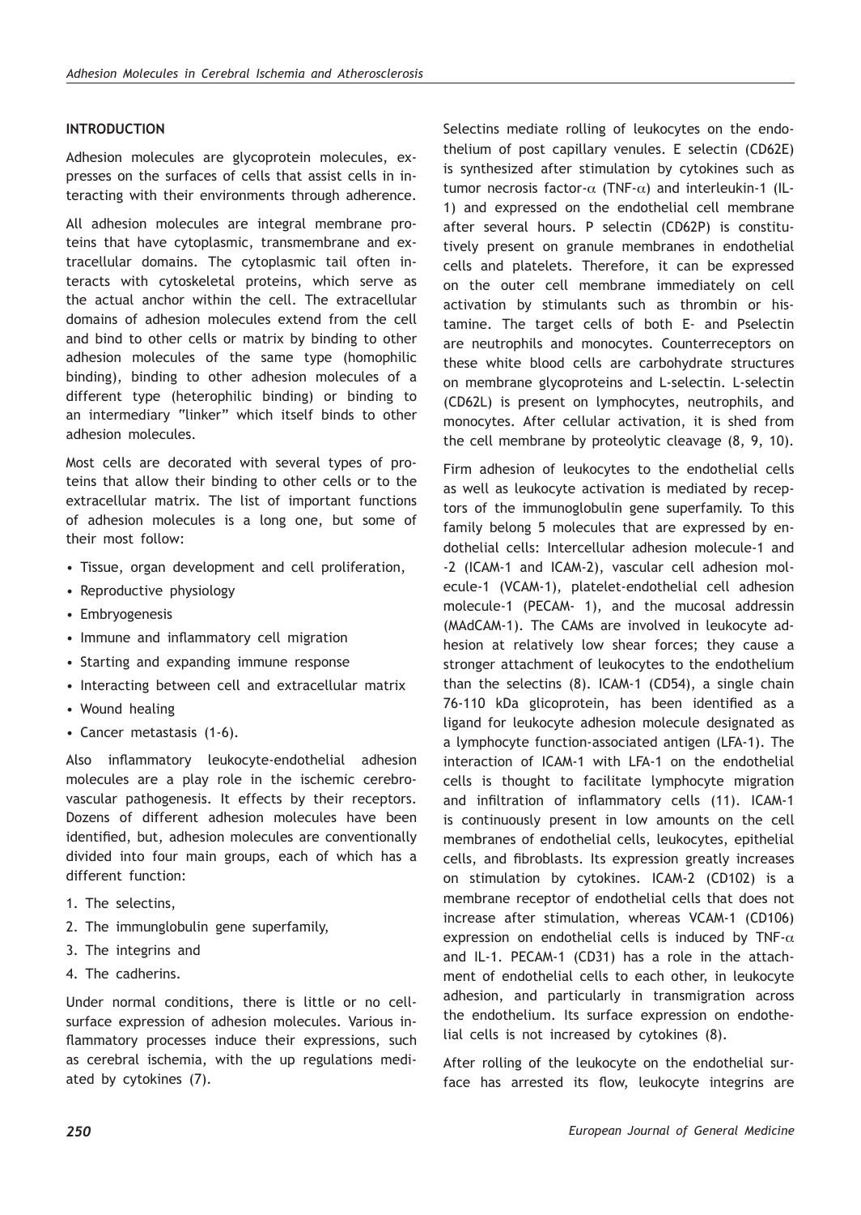## INTRODUCTION

Adhesion molecules are glycoprotein molecules, expresses on the surfaces of cells that assist cells in interacting with their environments through adherence.

All adhesion molecules are integral membrane proteins that have cytoplasmic, transmembrane and extracellular domains. The cytoplasmic tail often interacts with cytoskeletal proteins, which serve as the actual anchor within the cell. The extracellular domains of adhesion molecules extend from the cell and bind to other cells or matrix by binding to other adhesion molecules of the same type (homophilic binding), binding to other adhesion molecules of a different type (heterophilic binding) or binding to an intermediary "linker" which itself binds to other adhesion molecules.

Most cells are decorated with several types of proteins that allow their binding to other cells or to the extracellular matrix. The list of important functions of adhesion molecules is a long one, but some of their most follow:

- Tissue, organ development and cell proliferation,
- Reproductive physiology
- Embryogenesis
- Immune and inflammatory cell migration
- Starting and expanding immune response
- Interacting between cell and extracellular matrix
- Wound healing
- Cancer metastasis (1-6).

Also inflammatory leukocyte-endothelial adhesion molecules are a play role in the ischemic cerebrovascular pathogenesis. It effects by their receptors. Dozens of different adhesion molecules have been identified, but, adhesion molecules are conventionally divided into four main groups, each of which has a different function:

1. The selectins,
2. The immunglobulin gene superfamily,
3. The integrins and
4. The cadherins.

Under normal conditions, there is little or no cell-surface expression of adhesion molecules. Various inflammatory processes induce their expressions, such as cerebral ischemia, with the up regulations mediated by cytokines (7).

Selectins mediate rolling of leukocytes on the endothelium of post capillary venules. E selectin (CD62E) is synthesized after stimulation by cytokines such as tumor necrosis factor-$\alpha$ (TNF-$\alpha$) and interleukin-1 (IL-1) and expressed on the endothelial cell membrane after several hours. P selectin (CD62P) is constitutively present on granule membranes in endothelial cells and platelets. Therefore, it can be expressed on the outer cell membrane immediately on cell activation by stimulants such as thrombin or histamine. The target cells of both E- and Pselectin are neutrophils and monocytes. Counterreceptors on these white blood cells are carbohydrate structures on membrane glycoproteins and L-selectin. L-selectin (CD62L) is present on lymphocytes, neutrophils, and monocytes. After cellular activation, it is shed from the cell membrane by proteolytic cleavage (8, 9, 10).

Firm adhesion of leukocytes to the endothelial cells as well as leukocyte activation is mediated by receptors of the immunoglobulin gene superfamily. To this family belong 5 molecules that are expressed by endothelial cells: Intercellular adhesion molecule-1 and -2 (ICAM-1 and ICAM-2), vascular cell adhesion molecule-1 (VCAM-1), platelet-endothelial cell adhesion molecule-1 (PECAM- 1), and the mucosal addressin (MAdCAM-1). The CAMs are involved in leukocyte adhesion at relatively low shear forces; they cause a stronger attachment of leukocytes to the endothelium than the selectins (8). ICAM-1 (CD54), a single chain 76-110 kDa glicoprotein, has been identified as a ligand for leukocyte adhesion molecule designated as a lymphocyte function-associated antigen (LFA-1). The interaction of ICAM-1 with LFA-1 on the endothelial cells is thought to facilitate lymphocyte migration and infiltration of inflammatory cells (11). ICAM-1 is continuously present in low amounts on the cell membranes of endothelial cells, leukocytes, epithelial cells, and fibroblasts. Its expression greatly increases on stimulation by cytokines. ICAM-2 (CD102) is a membrane receptor of endothelial cells that does not increase after stimulation, whereas VCAM-1 (CD106) expression on endothelial cells is induced by TNF-$\alpha$ and IL-1. PECAM-1 (CD31) has a role in the attachment of endothelial cells to each other, in leukocyte adhesion, and particularly in transmigration across the endothelium. Its surface expression on endothelial cells is not increased by cytokines (8).

After rolling of the leukocyte on the endothelial surface has arrested its flow, leukocyte integrins are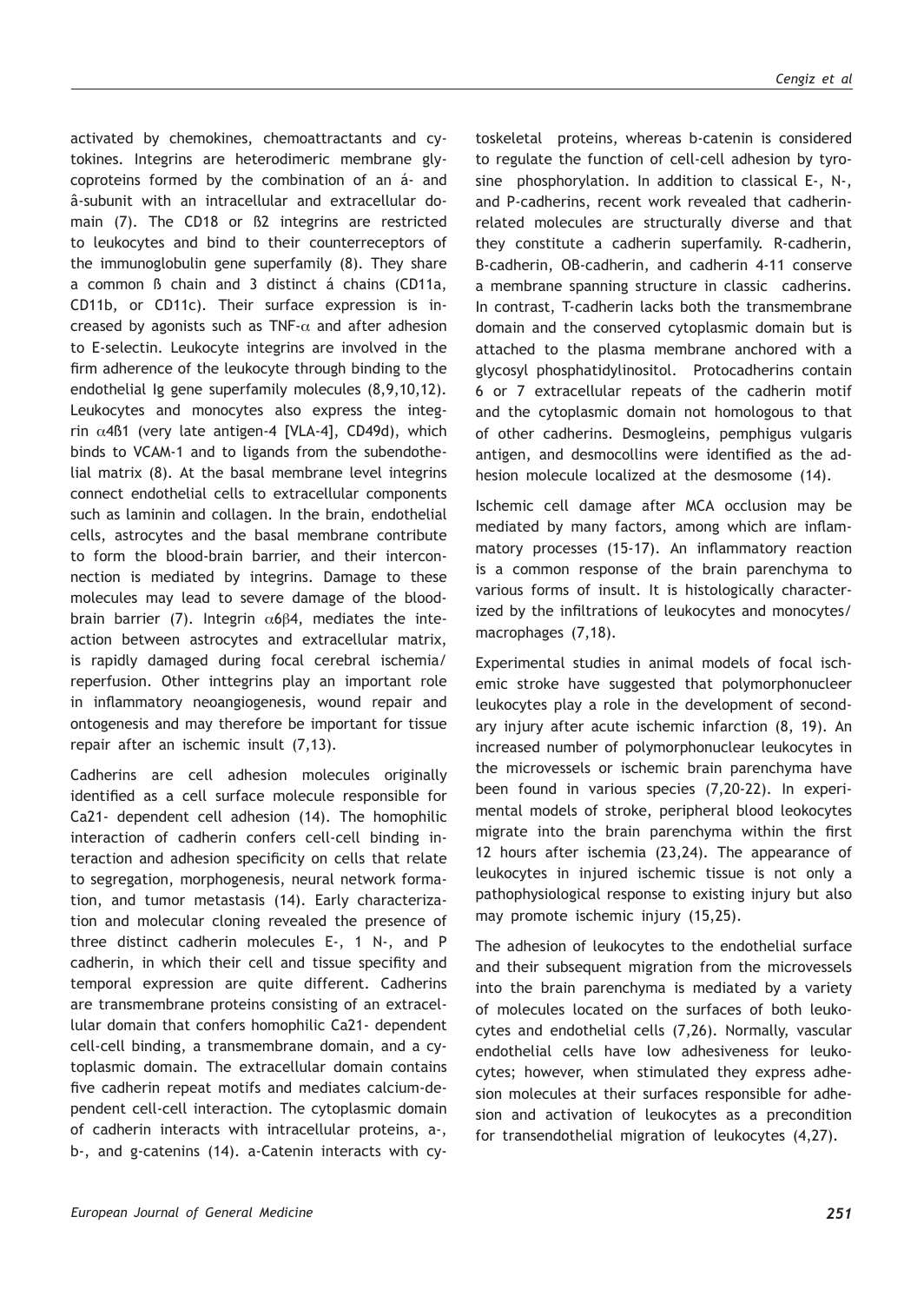activated by chemokines, chemoattractants and cytokines. Integrins are heterodimeric membrane glycoproteins formed by the combination of an á- and â-subunit with an intracellular and extracellular domain (7). The CD18 or ß2 integrins are restricted to leukocytes and bind to their counterreceptors of the immunoglobulin gene superfamily (8). They share a common ß chain and 3 distinct á chains (CD11a, CD11b, or CD11c). Their surface expression is increased by agonists such as TNF-$\alpha$ and after adhesion to E-selectin. Leukocyte integrins are involved in the firm adherence of the leukocyte through binding to the endothelial Ig gene superfamily molecules (8,9,10,12). Leukocytes and monocytes also express the integrin $\alpha$4ß1 (very late antigen-4 [VLA-4], CD49d), which binds to VCAM-1 and to ligands from the subendothelial matrix (8). At the basal membrane level integrins connect endothelial cells to extracellular components such as laminin and collagen. In the brain, endothelial cells, astrocytes and the basal membrane contribute to form the blood-brain barrier, and their interconnection is mediated by integrins. Damage to these molecules may lead to severe damage of the blood-brain barrier (7). Integrin $\alpha6\beta4$, mediates the inteaction between astrocytes and extracellular matrix, is rapidly damaged during focal cerebral ischemia/reperfusion. Other inttegrins play an important role in inflammatory neoangiogenesis, wound repair and ontogenesis and may therefore be important for tissue repair after an ischemic insult (7,13).

Cadherins are cell adhesion molecules originally identified as a cell surface molecule responsible for Ca21- dependent cell adhesion (14). The homophilic interaction of cadherin confers cell-cell binding interaction and adhesion specificity on cells that relate to segregation, morphogenesis, neural network formation, and tumor metastasis (14). Early characterization and molecular cloning revealed the presence of three distinct cadherin molecules E-, 1 N-, and P cadherin, in which their cell and tissue specifity and temporal expression are quite different. Cadherins are transmembrane proteins consisting of an extracellular domain that confers homophilic Ca21- dependent cell-cell binding, a transmembrane domain, and a cytoplasmic domain. The extracellular domain contains five cadherin repeat motifs and mediates calcium-dependent cell-cell interaction. The cytoplasmic domain of cadherin interacts with intracellular proteins, a-, b-, and g-catenins (14). a-Catenin interacts with cytoskeletal proteins, whereas b-catenin is considered to regulate the function of cell-cell adhesion by tyrosine phosphorylation. In addition to classical E-, N-, and P-cadherins, recent work revealed that cadherin-related molecules are structurally diverse and that they constitute a cadherin superfamily. R-cadherin, B-cadherin, OB-cadherin, and cadherin 4-11 conserve a membrane spanning structure in classic cadherins. In contrast, T-cadherin lacks both the transmembrane domain and the conserved cytoplasmic domain but is attached to the plasma membrane anchored with a glycosyl phosphatidylinositol. Protocadherins contain 6 or 7 extracellular repeats of the cadherin motif and the cytoplasmic domain not homologous to that of other cadherins. Desmogleins, pemphigus vulgaris antigen, and desmocollins were identified as the adhesion molecule localized at the desmosome (14).

Ischemic cell damage after MCA occlusion may be mediated by many factors, among which are inflammatory processes (15-17). An inflammatory reaction is a common response of the brain parenchyma to various forms of insult. It is histologically characterized by the infiltrations of leukocytes and monocytes/macrophages (7,18).

Experimental studies in animal models of focal ischemic stroke have suggested that polymorphonucleer leukocytes play a role in the development of secondary injury after acute ischemic infarction (8, 19). An increased number of polymorphonuclear leukocytes in the microvessels or ischemic brain parenchyma have been found in various species (7,20-22). In experimental models of stroke, peripheral blood leokocytes migrate into the brain parenchyma within the first 12 hours after ischemia (23,24). The appearance of leukocytes in injured ischemic tissue is not only a pathophysiological response to existing injury but also may promote ischemic injury (15,25).

The adhesion of leukocytes to the endothelial surface and their subsequent migration from the microvessels into the brain parenchyma is mediated by a variety of molecules located on the surfaces of both leukocytes and endothelial cells (7,26). Normally, vascular endothelial cells have low adhesiveness for leukocytes; however, when stimulated they express adhesion molecules at their surfaces responsible for adhesion and activation of leukocytes as a precondition for transendothelial migration of leukocytes (4,27).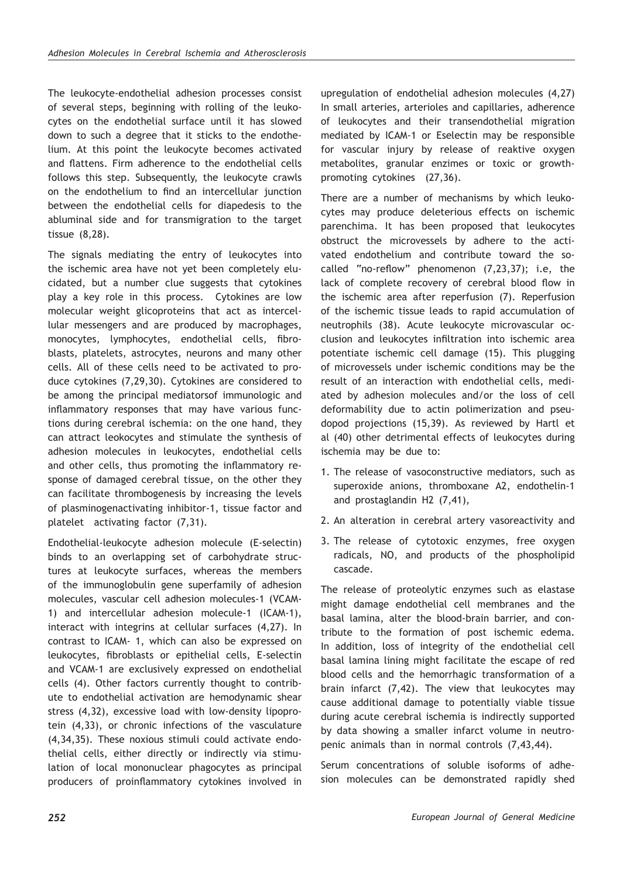The leukocyte-endothelial adhesion processes consist of several steps, beginning with rolling of the leukocytes on the endothelial surface until it has slowed down to such a degree that it sticks to the endothelium. At this point the leukocyte becomes activated and flattens. Firm adherence to the endothelial cells follows this step. Subsequently, the leukocyte crawls on the endothelium to find an intercellular junction between the endothelial cells for diapedesis to the abluminal side and for transmigration to the target tissue (8,28).

The signals mediating the entry of leukocytes into the ischemic area have not yet been completely elucidated, but a number clue suggests that cytokines play a key role in this process. Cytokines are low molecular weight glicoproteins that act as intercellular messengers and are produced by macrophages, monocytes, lymphocytes, endothelial cells, fibroblasts, platelets, astrocytes, neurons and many other cells. All of these cells need to be activated to produce cytokines (7,29,30). Cytokines are considered to be among the principal mediatorsof immunologic and inflammatory responses that may have various functions during cerebral ischemia: on the one hand, they can attract leokocytes and stimulate the synthesis of adhesion molecules in leukocytes, endothelial cells and other cells, thus promoting the inflammatory response of damaged cerebral tissue, on the other they can facilitate thrombogenesis by increasing the levels of plasminogenactivating inhibitor-1, tissue factor and platelet activating factor (7,31).

Endothelial-leukocyte adhesion molecule (E-selectin) binds to an overlapping set of carbohydrate structures at leukocyte surfaces, whereas the members of the immunoglobulin gene superfamily of adhesion molecules, vascular cell adhesion molecules-1 (VCAM-1) and intercellular adhesion molecule-1 (ICAM-1), interact with integrins at cellular surfaces (4,27). In contrast to ICAM- 1, which can also be expressed on leukocytes, fibroblasts or epithelial cells, E-selectin and VCAM-1 are exclusively expressed on endothelial cells (4). Other factors currently thought to contribute to endothelial activation are hemodynamic shear stress (4,32), excessive load with low-density lipoprotein (4,33), or chronic infections of the vasculature (4,34,35). These noxious stimuli could activate endothelial cells, either directly or indirectly via stimulation of local mononuclear phagocytes as principal producers of proinflammatory cytokines involved in upregulation of endothelial adhesion molecules (4,27) In small arteries, arterioles and capillaries, adherence of leukocytes and their transendothelial migration mediated by ICAM-1 or Eselectin may be responsible for vascular injury by release of reaktive oxygen metabolites, granular enzimes or toxic or growth-promoting cytokines (27,36).

There are a number of mechanisms by which leukocytes may produce deleterious effects on ischemic parenchima. It has been proposed that leukocytes obstruct the microvessels by adhere to the activated endothelium and contribute toward the so-called "no-reflow" phenomenon (7,23,37); i.e, the lack of complete recovery of cerebral blood flow in the ischemic area after reperfusion (7). Reperfusion of the ischemic tissue leads to rapid accumulation of neutrophils (38). Acute leukocyte microvascular occlusion and leukocytes infiltration into ischemic area potentiate ischemic cell damage (15). This plugging of microvessels under ischemic conditions may be the result of an interaction with endothelial cells, mediated by adhesion molecules and/or the loss of cell deformability due to actin polimerization and pseudopod projections (15,39). As reviewed by Hartl et al (40) other detrimental effects of leukocytes during ischemia may be due to:

1. The release of vasoconstructive mediators, such as superoxide anions, thromboxane A2, endothelin-1 and prostaglandin H2 (7,41),
2. An alteration in cerebral artery vasoreactivity and
3. The release of cytotoxic enzymes, free oxygen radicals, NO, and products of the phospholipid cascade.

The release of proteolytic enzymes such as elastase might damage endothelial cell membranes and the basal lamina, alter the blood-brain barrier, and contribute to the formation of post ischemic edema. In addition, loss of integrity of the endothelial cell basal lamina lining might facilitate the escape of red blood cells and the hemorrhagic transformation of a brain infarct (7,42). The view that leukocytes may cause additional damage to potentially viable tissue during acute cerebral ischemia is indirectly supported by data showing a smaller infarct volume in neutropenic animals than in normal controls (7,43,44).

Serum concentrations of soluble isoforms of adhesion molecules can be demonstrated rapidly shed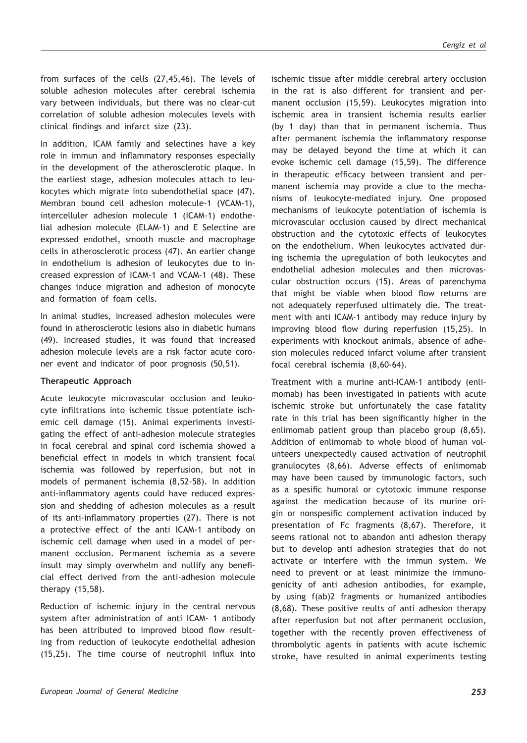from surfaces of the cells (27,45,46). The levels of soluble adhesion molecules after cerebral ischemia vary between individuals, but there was no clear-cut correlation of soluble adhesion molecules levels with clinical findings and infarct size (23).

In addition, ICAM family and selectines have a key role in immun and inflammatory responses especially in the development of the atherosclerotic plaque. In the earliest stage, adhesion molecules attach to leukocytes which migrate into subendothelial space (47). Membran bound cell adhesion molecule-1 (VCAM-1), intercelluler adhesion molecule 1 (ICAM-1) endothelial adhesion molecule (ELAM-1) and E Selectine are expressed endothel, smooth muscle and macrophage cells in atherosclerotic process (47). An earlier change in endothelium is adhesion of leukocytes due to increased expression of ICAM-1 and VCAM-1 (48). These changes induce migration and adhesion of monocyte and formation of foam cells.

In animal studies, increased adhesion molecules were found in atherosclerotic lesions also in diabetic humans (49). Increased studies, it was found that increased adhesion molecule levels are a risk factor acute coroner event and indicator of poor prognosis (50,51).

**Therapeutic Approach**

Acute leukocyte microvascular occlusion and leukocyte infiltrations into ischemic tissue potentiate ischemic cell damage (15). Animal experiments investigating the effect of anti-adhesion molecule strategies in focal cerebral and spinal cord ischemia showed a beneficial effect in models in which transient focal ischemia was followed by reperfusion, but not in models of permanent ischemia (8,52-58). In addition anti-inflammatory agents could have reduced expression and shedding of adhesion molecules as a result of its anti-inflammatory properties (27). There is not a protective effect of the anti ICAM-1 antibody on ischemic cell damage when used in a model of permanent occlusion. Permanent ischemia as a severe insult may simply overwhelm and nullify any beneficial effect derived from the anti-adhesion molecule therapy (15,58).

Reduction of ischemic injury in the central nervous system after administration of anti ICAM- 1 antibody has been attributed to improved blood flow resulting from reduction of leukocyte endothelial adhesion (15,25). The time course of neutrophil influx into ischemic tissue after middle cerebral artery occlusion in the rat is also different for transient and permanent occlusion (15,59). Leukocytes migration into ischemic area in transient ischemia results earlier (by 1 day) than that in permanent ischemia. Thus after permanent ischemia the inflammatory response may be delayed beyond the time at which it can evoke ischemic cell damage (15,59). The difference in therapeutic efficacy between transient and permanent ischemia may provide a clue to the mechanisms of leukocyte-mediated injury. One proposed mechanisms of leukocyte potentiation of ischemia is microvascular occlusion caused by direct mechanical obstruction and the cytotoxic effects of leukocytes on the endothelium. When leukocytes activated during ischemia the upregulation of both leukocytes and endothelial adhesion molecules and then microvascular obstruction occurs (15). Areas of parenchyma that might be viable when blood flow returns are not adequately reperfused ultimately die. The treatment with anti ICAM-1 antibody may reduce injury by improving blood flow during reperfusion (15,25). In experiments with knockout animals, absence of adhesion molecules reduced infarct volume after transient focal cerebral ischemia (8,60-64).

Treatment with a murine anti-ICAM-1 antibody (enlimomab) has been investigated in patients with acute ischemic stroke but unfortunately the case fatality rate in this trial has been significantly higher in the enlimomab patient group than placebo group (8,65). Addition of enlimomab to whole blood of human volunteers unexpectedly caused activation of neutrophil granulocytes (8,66). Adverse effects of enlimomab may have been caused by immunologic factors, such as a spesific humoral or cytotoxic immune response against the medication because of its murine origin or nonspesific complement activation induced by presentation of Fc fragments (8,67). Therefore, it seems rational not to abandon anti adhesion therapy but to develop anti adhesion strategies that do not activate or interfere with the immun system. We need to prevent or at least minimize the immunogenicity of anti adhesion antibodies, for example, by using f(ab)2 fragments or humanized antibodies (8,68). These positive reults of anti adhesion therapy after reperfusion but not after permanent occlusion, together with the recently proven effectiveness of thrombolytic agents in patients with acute ischemic stroke, have resulted in animal experiments testing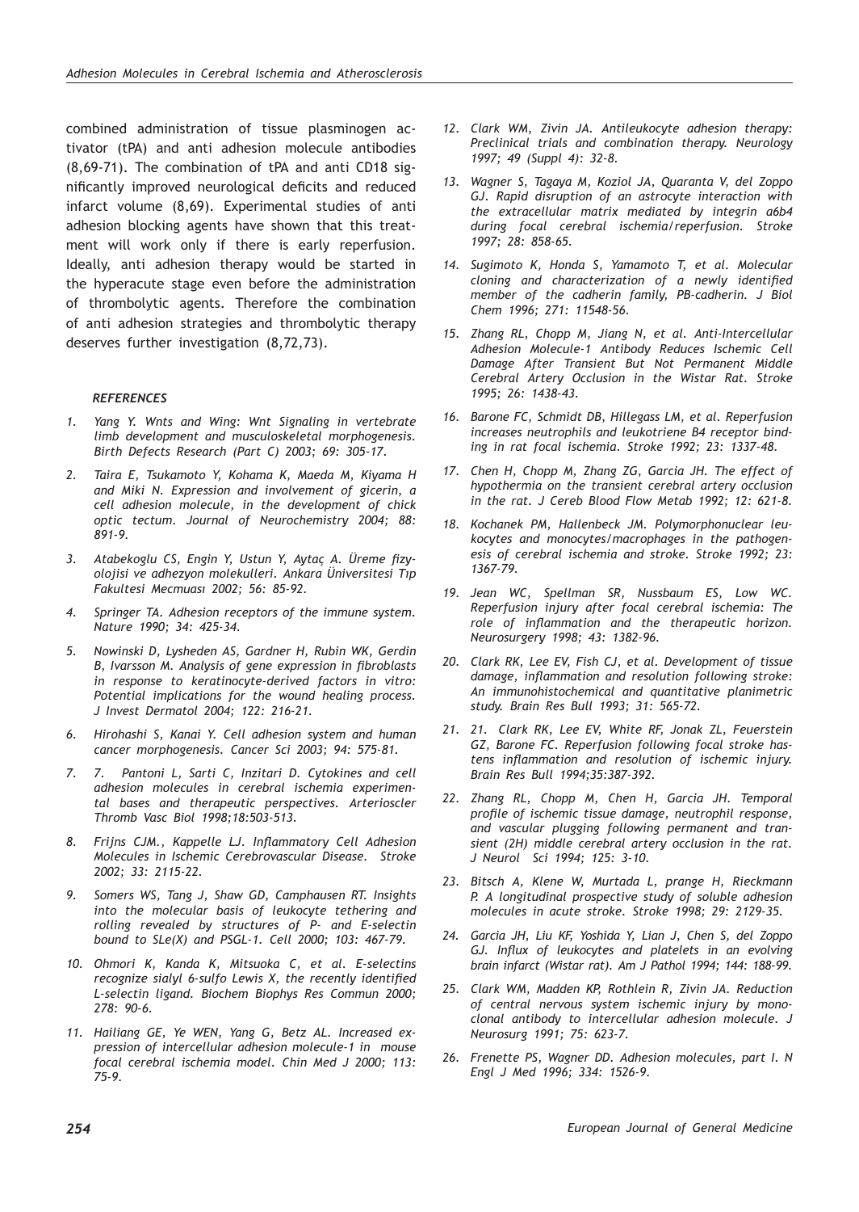combined administration of tissue plasminogen activator (tPA) and anti adhesion molecule antibodies (8,69-71). The combination of tPA and anti CD18 significantly improved neurological deficits and reduced infarct volume (8,69). Experimental studies of anti adhesion blocking agents have shown that this treatment will work only if there is early reperfusion. Ideally, anti adhesion therapy would be started in the hyperacute stage even before the administration of thrombolytic agents. Therefore the combination of anti adhesion strategies and thrombolytic therapy deserves further investigation (8,72,73).

### *REFERENCES*

1. *Yang Y. Wnts and Wing: Wnt Signaling in vertebrate limb development and musculoskeletal morphogenesis. Birth Defects Research (Part C) 2003; 69: 305-17.*
2. *Taira E, Tsukamoto Y, Kohama K, Maeda M, Kiyama H and Miki N. Expression and involvement of gicerin, a cell adhesion molecule, in the development of chick optic tectum. Journal of Neurochemistry 2004; 88: 891-9.*
3. *Atabekoglu CS, Engin Y, Ustun Y, Aytaç A. Üreme fizyolojisi ve adhezyon molekulleri. Ankara Üniversitesi Tıp Fakultesi Mecmuası 2002; 56: 85-92.*
4. *Springer TA. Adhesion receptors of the immune system. Nature 1990; 34: 425-34.*
5. *Nowinski D, Lysheden AS, Gardner H, Rubin WK, Gerdin B, Ivarsson M. Analysis of gene expression in fibroblasts in response to keratinocyte-derived factors in vitro: Potential implications for the wound healing process. J Invest Dermatol 2004; 122: 216-21.*
6. *Hirohashi S, Kanai Y. Cell adhesion system and human cancer morphogenesis. Cancer Sci 2003; 94: 575-81.*
7. *7. Pantoni L, Sarti C, Inzitari D. Cytokines and cell adhesion molecules in cerebral ischemia experimental bases and therapeutic perspectives. Arterioscler Thromb Vasc Biol 1998;18:503-513.*
8. *Frijns CJM., Kappelle LJ. Inflammatory Cell Adhesion Molecules in Ischemic Cerebrovascular Disease. Stroke 2002; 33: 2115-22.*
9. *Somers WS, Tang J, Shaw GD, Camphausen RT. Insights into the molecular basis of leukocyte tethering and rolling revealed by structures of P- and E-selectin bound to SLe(X) and PSGL-1. Cell 2000; 103: 467-79.*
10. *Ohmori K, Kanda K, Mitsuoka C, et al. E-selectins recognize sialyl 6-sulfo Lewis X, the recently identified L-selectin ligand. Biochem Biophys Res Commun 2000; 278: 90-6.*
11. *Hailiang GE, Ye WEN, Yang G, Betz AL. Increased expression of intercellular adhesion molecule-1 in mouse focal cerebral ischemia model. Chin Med J 2000; 113: 75-9.*
12. *Clark WM, Zivin JA. Antileukocyte adhesion therapy: Preclinical trials and combination therapy. Neurology 1997; 49 (Suppl 4): 32-8.*
13. *Wagner S, Tagaya M, Koziol JA, Quaranta V, del Zoppo GJ. Rapid disruption of an astrocyte interaction with the extracellular matrix mediated by integrin a6b4 during focal cerebral ischemia/reperfusion. Stroke 1997; 28: 858-65.*
14. *Sugimoto K, Honda S, Yamamoto T, et al. Molecular cloning and characterization of a newly identified member of the cadherin family, PB-cadherin. J Biol Chem 1996; 271: 11548-56.*
15. *Zhang RL, Chopp M, Jiang N, et al. Anti-Intercellular Adhesion Molecule-1 Antibody Reduces Ischemic Cell Damage After Transient But Not Permanent Middle Cerebral Artery Occlusion in the Wistar Rat. Stroke 1995; 26: 1438-43.*
16. *Barone FC, Schmidt DB, Hillegass LM, et al. Reperfusion increases neutrophils and leukotriene B4 receptor binding in rat focal ischemia. Stroke 1992; 23: 1337-48.*
17. *Chen H, Chopp M, Zhang ZG, Garcia JH. The effect of hypothermia on the transient cerebral artery occlusion in the rat. J Cereb Blood Flow Metab 1992; 12: 621-8.*
18. *Kochanek PM, Hallenbeck JM. Polymorphonuclear leukocytes and monocytes/macrophages in the pathogenesis of cerebral ischemia and stroke. Stroke 1992; 23: 1367-79.*
19. *Jean WC, Spellman SR, Nussbaum ES, Low WC. Reperfusion injury after focal cerebral ischemia: The role of inflammation and the therapeutic horizon. Neurosurgery 1998; 43: 1382-96.*
20. *Clark RK, Lee EV, Fish CJ, et al. Development of tissue damage, inflammation and resolution following stroke: An immunohistochemical and quantitative planimetric study. Brain Res Bull 1993; 31: 565-72.*
21. *21. Clark RK, Lee EV, White RF, Jonak ZL, Feuerstein GZ, Barone FC. Reperfusion following focal stroke hastens inflammation and resolution of ischemic injury. Brain Res Bull 1994;35:387-392.*
22. *Zhang RL, Chopp M, Chen H, Garcia JH. Temporal profile of ischemic tissue damage, neutrophil response, and vascular plugging following permanent and transient (2H) middle cerebral artery occlusion in the rat. J Neurol Sci 1994; 125: 3-10.*
23. *Bitsch A, Klene W, Murtada L, prange H, Rieckmann P. A longitudinal prospective study of soluble adhesion molecules in acute stroke. Stroke 1998; 29: 2129-35.*
24. *Garcia JH, Liu KF, Yoshida Y, Lian J, Chen S, del Zoppo GJ. Influx of leukocytes and platelets in an evolving brain infarct (Wistar rat). Am J Pathol 1994; 144: 188-99.*
25. *Clark WM, Madden KP, Rothlein R, Zivin JA. Reduction of central nervous system ischemic injury by monoclonal antibody to intercellular adhesion molecule. J Neurosurg 1991; 75: 623-7.*
26. *Frenette PS, Wagner DD. Adhesion molecules, part I. N Engl J Med 1996; 334: 1526-9.*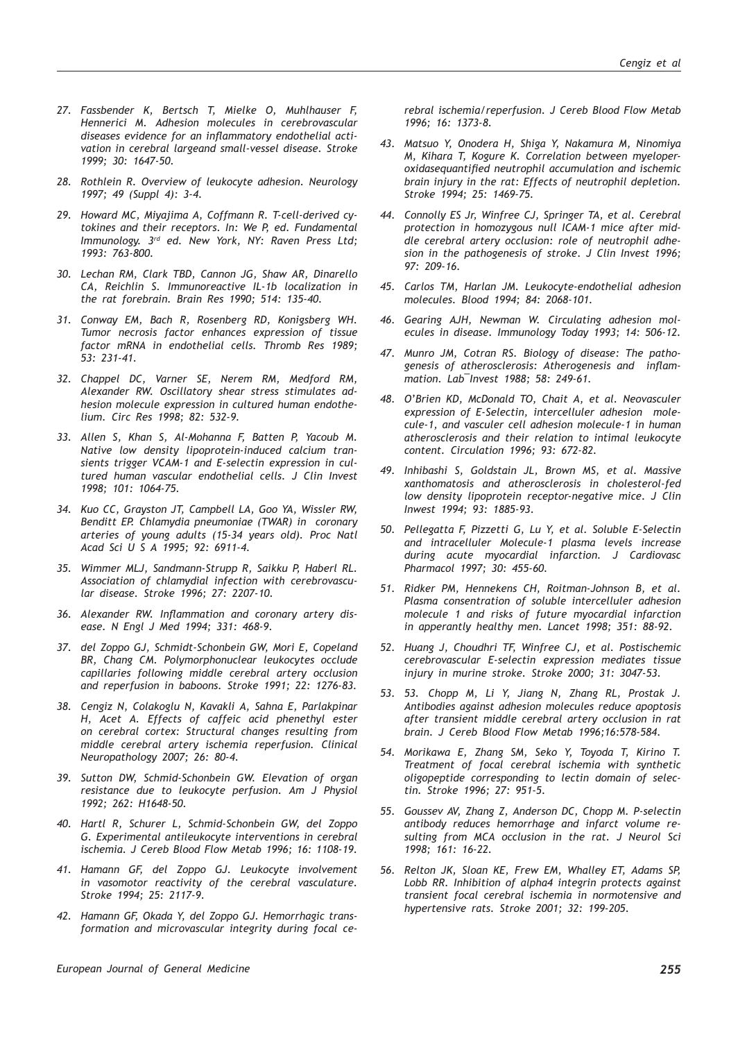27. Fassbender K, Bertsch T, Mielke O, Muhlhauser F, Hennerici M. Adhesion molecules in cerebrovascular diseases evidence for an inflammatory endothelial activation in cerebral largeand small-vessel disease. Stroke 1999; 30: 1647-50.

28. Rothlein R. Overview of leukocyte adhesion. Neurology 1997; 49 (Suppl 4): 3-4.

29. Howard MC, Miyajima A, Coffmann R. T-cell-derived cytokines and their receptors. In: We P, ed. Fundamental Immunology. 3rd ed. New York, NY: Raven Press Ltd; 1993: 763-800.

30. Lechan RM, Clark TBD, Cannon JG, Shaw AR, Dinarello CA, Reichlin S. Immunoreactive IL-1b localization in the rat forebrain. Brain Res 1990; 514: 135-40.

31. Conway EM, Bach R, Rosenberg RD, Konigsberg WH. Tumor necrosis factor enhances expression of tissue factor mRNA in endothelial cells. Thromb Res 1989; 53: 231-41.

32. Chappel DC, Varner SE, Nerem RM, Medford RM, Alexander RW. Oscillatory shear stress stimulates adhesion molecule expression in cultured human endothelium. Circ Res 1998; 82: 532-9.

33. Allen S, Khan S, Al-Mohanna F, Batten P, Yacoub M. Native low density lipoprotein-induced calcium transients trigger VCAM-1 and E-selectin expression in cultured human vascular endothelial cells. J Clin Invest 1998; 101: 1064-75.

34. Kuo CC, Grayston JT, Campbell LA, Goo YA, Wissler RW, Benditt EP. Chlamydia pneumoniae (TWAR) in coronary arteries of young adults (15-34 years old). Proc Natl Acad Sci U S A 1995; 92: 6911-4.

35. Wimmer MLJ, Sandmann-Strupp R, Saikku P, Haberl RL. Association of chlamydial infection with cerebrovascular disease. Stroke 1996; 27: 2207-10.

36. Alexander RW. Inflammation and coronary artery disease. N Engl J Med 1994; 331: 468-9.

37. del Zoppo GJ, Schmidt-Schonbein GW, Mori E, Copeland BR, Chang CM. Polymorphonuclear leukocytes occlude capillaries following middle cerebral artery occlusion and reperfusion in baboons. Stroke 1991; 22: 1276-83.

38. Cengiz N, Colakoglu N, Kavakli A, Sahna E, Parlakpinar H, Acet A. Effects of caffeic acid phenethyl ester on cerebral cortex: Structural changes resulting from middle cerebral artery ischemia reperfusion. Clinical Neuropathology 2007; 26: 80-4.

39. Sutton DW, Schmid-Schonbein GW. Elevation of organ resistance due to leukocyte perfusion. Am J Physiol 1992; 262: H1648-50.

40. Hartl R, Schurer L, Schmid-Schonbein GW, del Zoppo G. Experimental antileukocyte interventions in cerebral ischemia. J Cereb Blood Flow Metab 1996; 16: 1108-19.

41. Hamann GF, del Zoppo GJ. Leukocyte involvement in vasomotor reactivity of the cerebral vasculature. Stroke 1994; 25: 2117-9.

42. Hamann GF, Okada Y, del Zoppo GJ. Hemorrhagic transformation and microvascular integrity during focal cerebral ischemia/reperfusion. J Cereb Blood Flow Metab 1996; 16: 1373-8.

43. Matsuo Y, Onodera H, Shiga Y, Nakamura M, Ninomiya M, Kihara T, Kogure K. Correlation between myeloperoxidasequantified neutrophil accumulation and ischemic brain injury in the rat: Effects of neutrophil depletion. Stroke 1994; 25: 1469-75.

44. Connolly ES Jr, Winfree CJ, Springer TA, et al. Cerebral protection in homozygous null ICAM-1 mice after middle cerebral artery occlusion: role of neutrophil adhesion in the pathogenesis of stroke. J Clin Invest 1996; 97: 209-16.

45. Carlos TM, Harlan JM. Leukocyte-endothelial adhesion molecules. Blood 1994; 84: 2068-101.

46. Gearing AJH, Newman W. Circulating adhesion molecules in disease. Immunology Today 1993; 14: 506-12.

47. Munro JM, Cotran RS. Biology of disease: The pathogenesis of atherosclerosis: Atherogenesis and inflammation. Lab¯Invest 1988; 58: 249-61.

48. O'Brien KD, McDonald TO, Chait A, et al. Neovasculer expression of E-Selectin, intercelluler adhesion molecule-1, and vasculer cell adhesion molecule-1 in human atherosclerosis and their relation to intimal leukocyte content. Circulation 1996; 93: 672-82.

49. Inhibashi S, Goldstain JL, Brown MS, et al. Massive xanthomatosis and atherosclerosis in cholesterol-fed low density lipoprotein receptor-negative mice. J Clin Inwest 1994; 93: 1885-93.

50. Pellegatta F, Pizzetti G, Lu Y, et al. Soluble E-Selectin and intracelluler Molecule-1 plasma levels increase during acute myocardial infarction. J Cardiovasc Pharmacol 1997; 30: 455-60.

51. Ridker PM, Hennekens CH, Roitman-Johnson B, et al. Plasma consentration of soluble intercelluler adhesion molecule 1 and risks of future myocardial infarction in apperantly healthy men. Lancet 1998; 351: 88-92.

52. Huang J, Choudhri TF, Winfree CJ, et al. Postischemic cerebrovascular E-selectin expression mediates tissue injury in murine stroke. Stroke 2000; 31: 3047-53.

53. 53. Chopp M, Li Y, Jiang N, Zhang RL, Prostak J. Antibodies against adhesion molecules reduce apoptosis after transient middle cerebral artery occlusion in rat brain. J Cereb Blood Flow Metab 1996;16:578-584.

54. Morikawa E, Zhang SM, Seko Y, Toyoda T, Kirino T. Treatment of focal cerebral ischemia with synthetic oligopeptide corresponding to lectin domain of selectin. Stroke 1996; 27: 951-5.

55. Goussev AV, Zhang Z, Anderson DC, Chopp M. P-selectin antibody reduces hemorrhage and infarct volume resulting from MCA occlusion in the rat. J Neurol Sci 1998; 161: 16-22.

56. Relton JK, Sloan KE, Frew EM, Whalley ET, Adams SP, Lobb RR. Inhibition of alpha4 integrin protects against transient focal cerebral ischemia in normotensive and hypertensive rats. Stroke 2001; 32: 199-205.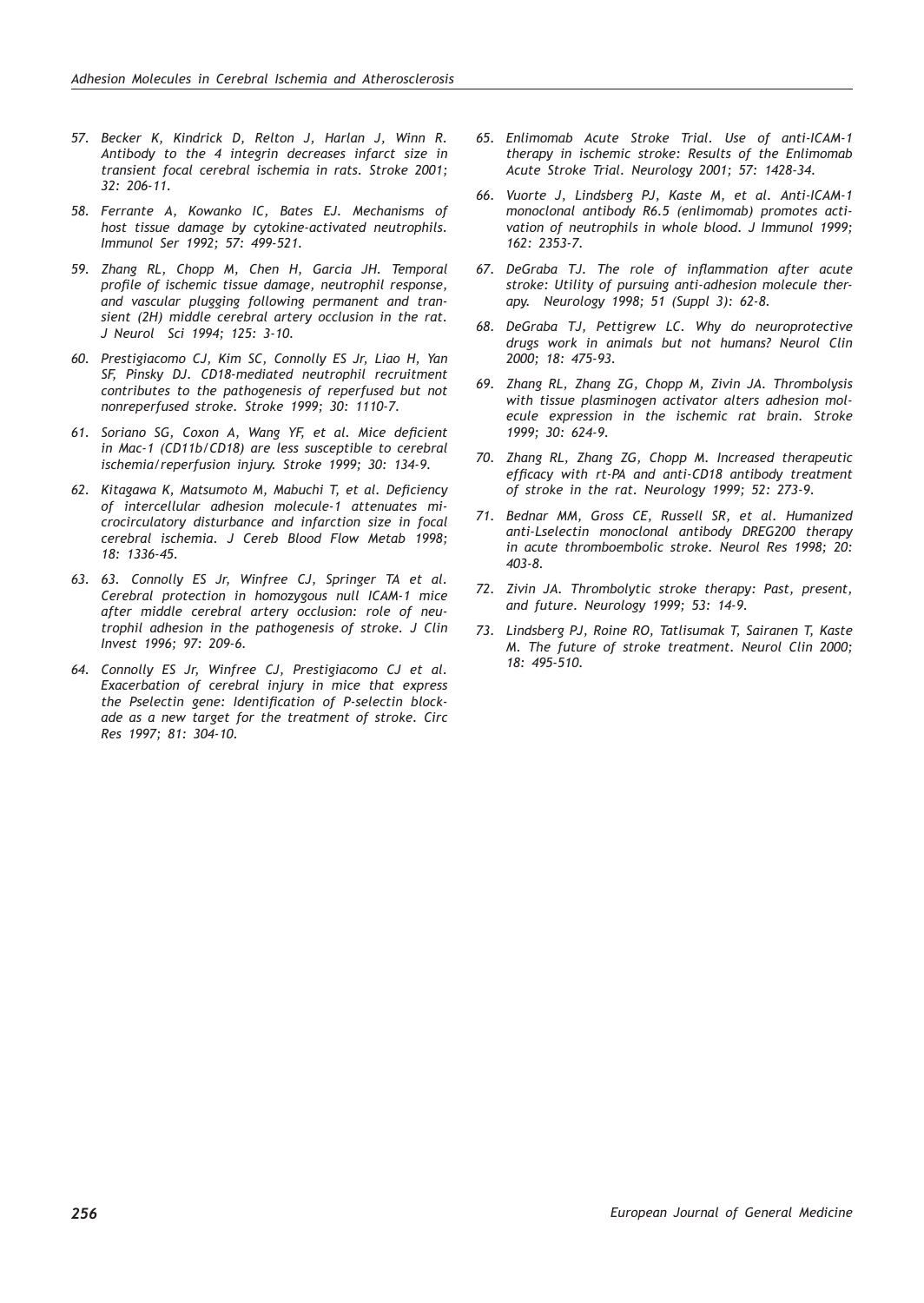57. Becker K, Kindrick D, Relton J, Harlan J, Winn R. Antibody to the 4 integrin decreases infarct size in transient focal cerebral ischemia in rats. Stroke 2001; 32: 206-11.

58. Ferrante A, Kowanko IC, Bates EJ. Mechanisms of host tissue damage by cytokine-activated neutrophils. Immunol Ser 1992; 57: 499-521.

59. Zhang RL, Chopp M, Chen H, Garcia JH. Temporal profile of ischemic tissue damage, neutrophil response, and vascular plugging following permanent and transient (2H) middle cerebral artery occlusion in the rat. J Neurol Sci 1994; 125: 3-10.

60. Prestigiacomo CJ, Kim SC, Connolly ES Jr, Liao H, Yan SF, Pinsky DJ. CD18-mediated neutrophil recruitment contributes to the pathogenesis of reperfused but not nonreperfused stroke. Stroke 1999; 30: 1110-7.

61. Soriano SG, Coxon A, Wang YF, et al. Mice deficient in Mac-1 (CD11b/CD18) are less susceptible to cerebral ischemia/reperfusion injury. Stroke 1999; 30: 134-9.

62. Kitagawa K, Matsumoto M, Mabuchi T, et al. Deficiency of intercellular adhesion molecule-1 attenuates microcirculatory disturbance and infarction size in focal cerebral ischemia. J Cereb Blood Flow Metab 1998; 18: 1336-45.

63. 63. Connolly ES Jr, Winfree CJ, Springer TA et al. Cerebral protection in homozygous null ICAM-1 mice after middle cerebral artery occlusion: role of neutrophil adhesion in the pathogenesis of stroke. J Clin Invest 1996; 97: 209-6.

64. Connolly ES Jr, Winfree CJ, Prestigiacomo CJ et al. Exacerbation of cerebral injury in mice that express the Pselectin gene: Identification of P-selectin blockade as a new target for the treatment of stroke. Circ Res 1997; 81: 304-10.

65. Enlimomab Acute Stroke Trial. Use of anti-ICAM-1 therapy in ischemic stroke: Results of the Enlimomab Acute Stroke Trial. Neurology 2001; 57: 1428-34.

66. Vuorte J, Lindsberg PJ, Kaste M, et al. Anti-ICAM-1 monoclonal antibody R6.5 (enlimomab) promotes activation of neutrophils in whole blood. J Immunol 1999; 162: 2353-7.

67. DeGraba TJ. The role of inflammation after acute stroke: Utility of pursuing anti-adhesion molecule therapy. Neurology 1998; 51 (Suppl 3): 62-8.

68. DeGraba TJ, Pettigrew LC. Why do neuroprotective drugs work in animals but not humans? Neurol Clin 2000; 18: 475-93.

69. Zhang RL, Zhang ZG, Chopp M, Zivin JA. Thrombolysis with tissue plasminogen activator alters adhesion molecule expression in the ischemic rat brain. Stroke 1999; 30: 624-9.

70. Zhang RL, Zhang ZG, Chopp M. Increased therapeutic efficacy with rt-PA and anti-CD18 antibody treatment of stroke in the rat. Neurology 1999; 52: 273-9.

71. Bednar MM, Gross CE, Russell SR, et al. Humanized anti-Lselectin monoclonal antibody DREG200 therapy in acute thromboembolic stroke. Neurol Res 1998; 20: 403-8.

72. Zivin JA. Thrombolytic stroke therapy: Past, present, and future. Neurology 1999; 53: 14-9.

73. Lindsberg PJ, Roine RO, Tatlisumak T, Sairanen T, Kaste M. The future of stroke treatment. Neurol Clin 2000; 18: 495-510.